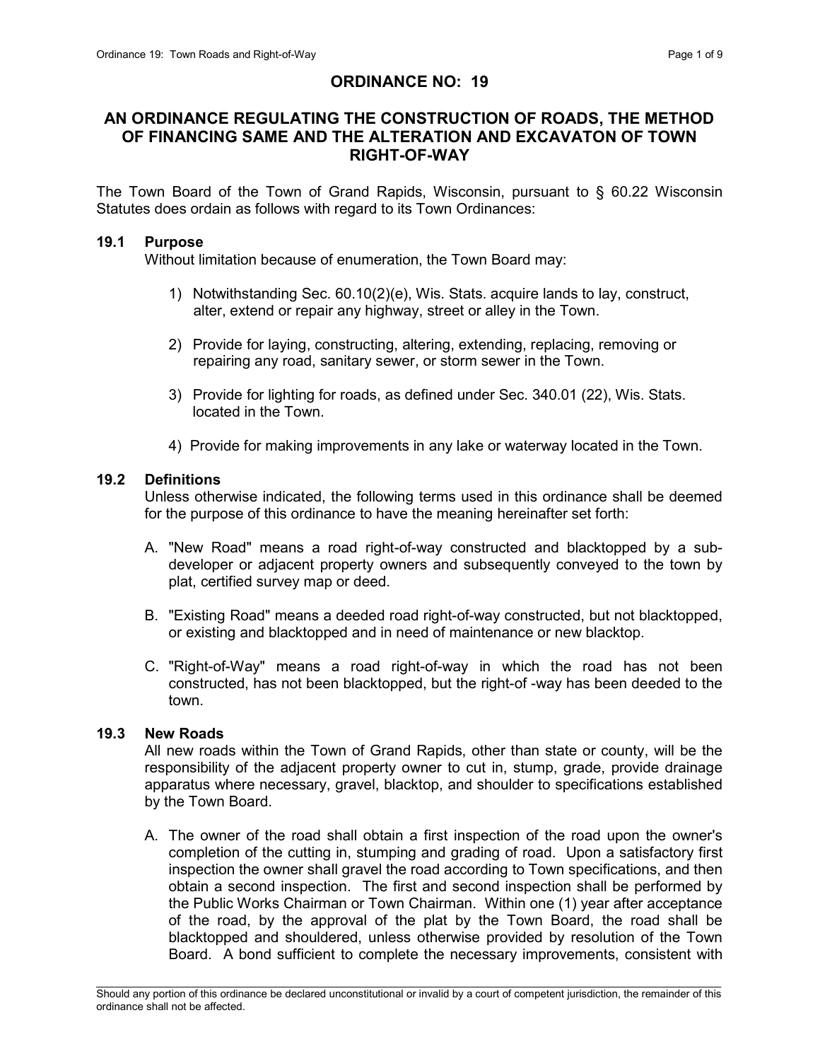# ORDINANCE NO: 19

## AN ORDINANCE REGULATING THE CONSTRUCTION OF ROADS, THE METHOD OF FINANCING SAME AND THE ALTERATION AND EXCAVATON OF TOWN RIGHT-OF-WAY

The Town Board of the Town of Grand Rapids, Wisconsin, pursuant to § 60.22 Wisconsin Statutes does ordain as follows with regard to its Town Ordinances:

### 19.1 Purpose

Without limitation because of enumeration, the Town Board may:

1) Notwithstanding Sec. 60.10(2)(e), Wis. Stats. acquire lands to lay, construct, alter, extend or repair any highway, street or alley in the Town.

2) Provide for laying, constructing, altering, extending, replacing, removing or repairing any road, sanitary sewer, or storm sewer in the Town.

3) Provide for lighting for roads, as defined under Sec. 340.01 (22), Wis. Stats. located in the Town.

4) Provide for making improvements in any lake or waterway located in the Town.

### 19.2 Definitions

Unless otherwise indicated, the following terms used in this ordinance shall be deemed for the purpose of this ordinance to have the meaning hereinafter set forth:

A. "New Road" means a road right-of-way constructed and blacktopped by a sub-developer or adjacent property owners and subsequently conveyed to the town by plat, certified survey map or deed.

B. "Existing Road" means a deeded road right-of-way constructed, but not blacktopped, or existing and blacktopped and in need of maintenance or new blacktop.

C. "Right-of-Way" means a road right-of-way in which the road has not been constructed, has not been blacktopped, but the right-of -way has been deeded to the town.

### 19.3 New Roads

All new roads within the Town of Grand Rapids, other than state or county, will be the responsibility of the adjacent property owner to cut in, stump, grade, provide drainage apparatus where necessary, gravel, blacktop, and shoulder to specifications established by the Town Board.

A. The owner of the road shall obtain a first inspection of the road upon the owner's completion of the cutting in, stumping and grading of road. Upon a satisfactory first inspection the owner shall gravel the road according to Town specifications, and then obtain a second inspection. The first and second inspection shall be performed by the Public Works Chairman or Town Chairman. Within one (1) year after acceptance of the road, by the approval of the plat by the Town Board, the road shall be blacktopped and shouldered, unless otherwise provided by resolution of the Town Board. A bond sufficient to complete the necessary improvements, consistent with

Should any portion of this ordinance be declared unconstitutional or invalid by a court of competent jurisdiction, the remainder of this ordinance shall not be affected.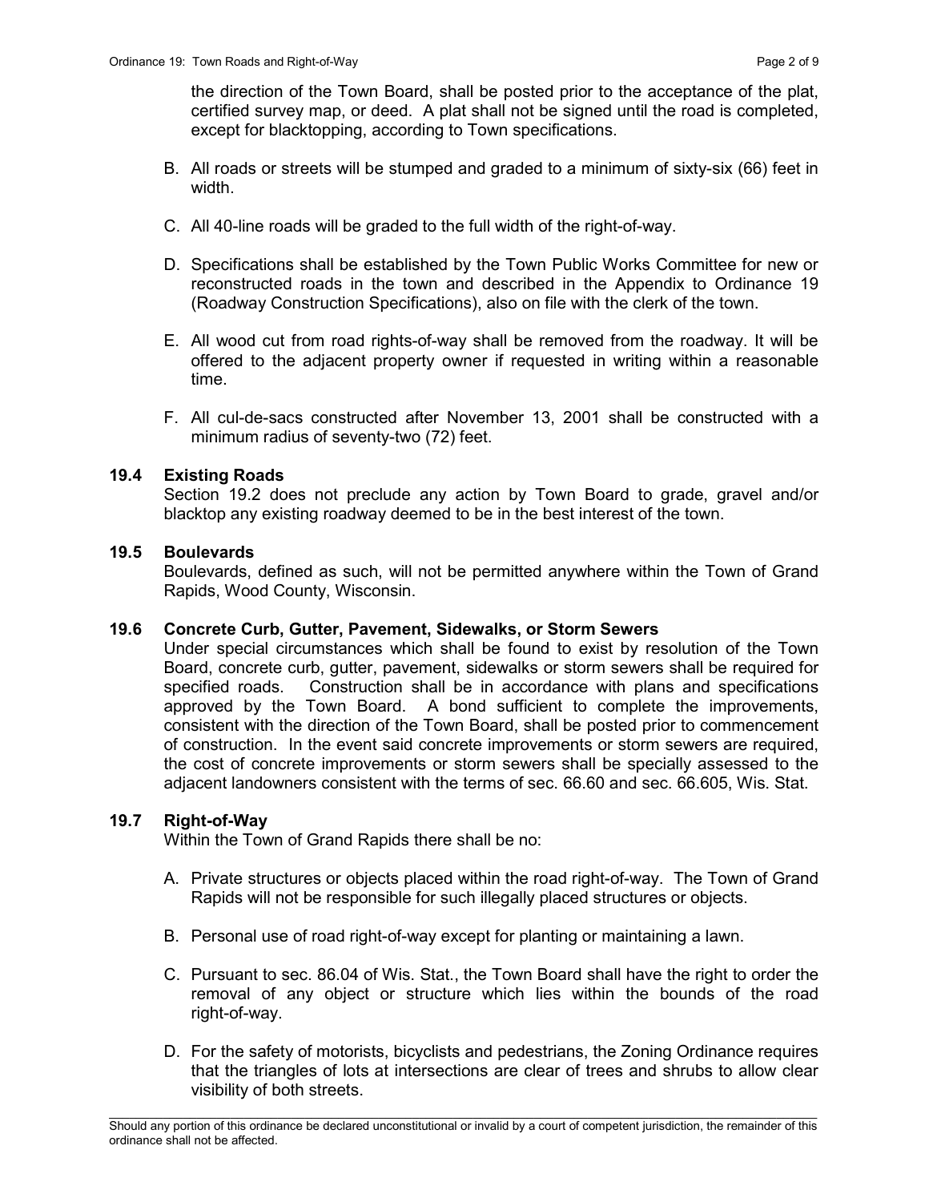the direction of the Town Board, shall be posted prior to the acceptance of the plat, certified survey map, or deed. A plat shall not be signed until the road is completed, except for blacktopping, according to Town specifications.

B. All roads or streets will be stumped and graded to a minimum of sixty-six (66) feet in width.

C. All 40-line roads will be graded to the full width of the right-of-way.

D. Specifications shall be established by the Town Public Works Committee for new or reconstructed roads in the town and described in the Appendix to Ordinance 19 (Roadway Construction Specifications), also on file with the clerk of the town.

E. All wood cut from road rights-of-way shall be removed from the roadway. It will be offered to the adjacent property owner if requested in writing within a reasonable time.

F. All cul-de-sacs constructed after November 13, 2001 shall be constructed with a minimum radius of seventy-two (72) feet.

### 19.4 Existing Roads

Section 19.2 does not preclude any action by Town Board to grade, gravel and/or blacktop any existing roadway deemed to be in the best interest of the town.

### 19.5 Boulevards

Boulevards, defined as such, will not be permitted anywhere within the Town of Grand Rapids, Wood County, Wisconsin.

### 19.6 Concrete Curb, Gutter, Pavement, Sidewalks, or Storm Sewers

Under special circumstances which shall be found to exist by resolution of the Town Board, concrete curb, gutter, pavement, sidewalks or storm sewers shall be required for specified roads. Construction shall be in accordance with plans and specifications approved by the Town Board. A bond sufficient to complete the improvements, consistent with the direction of the Town Board, shall be posted prior to commencement of construction. In the event said concrete improvements or storm sewers are required, the cost of concrete improvements or storm sewers shall be specially assessed to the adjacent landowners consistent with the terms of sec. 66.60 and sec. 66.605, Wis. Stat.

### 19.7 Right-of-Way

Within the Town of Grand Rapids there shall be no:

A. Private structures or objects placed within the road right-of-way. The Town of Grand Rapids will not be responsible for such illegally placed structures or objects.

B. Personal use of road right-of-way except for planting or maintaining a lawn.

C. Pursuant to sec. 86.04 of Wis. Stat., the Town Board shall have the right to order the removal of any object or structure which lies within the bounds of the road right-of-way.

D. For the safety of motorists, bicyclists and pedestrians, the Zoning Ordinance requires that the triangles of lots at intersections are clear of trees and shrubs to allow clear visibility of both streets.

Should any portion of this ordinance be declared unconstitutional or invalid by a court of competent jurisdiction, the remainder of this ordinance shall not be affected.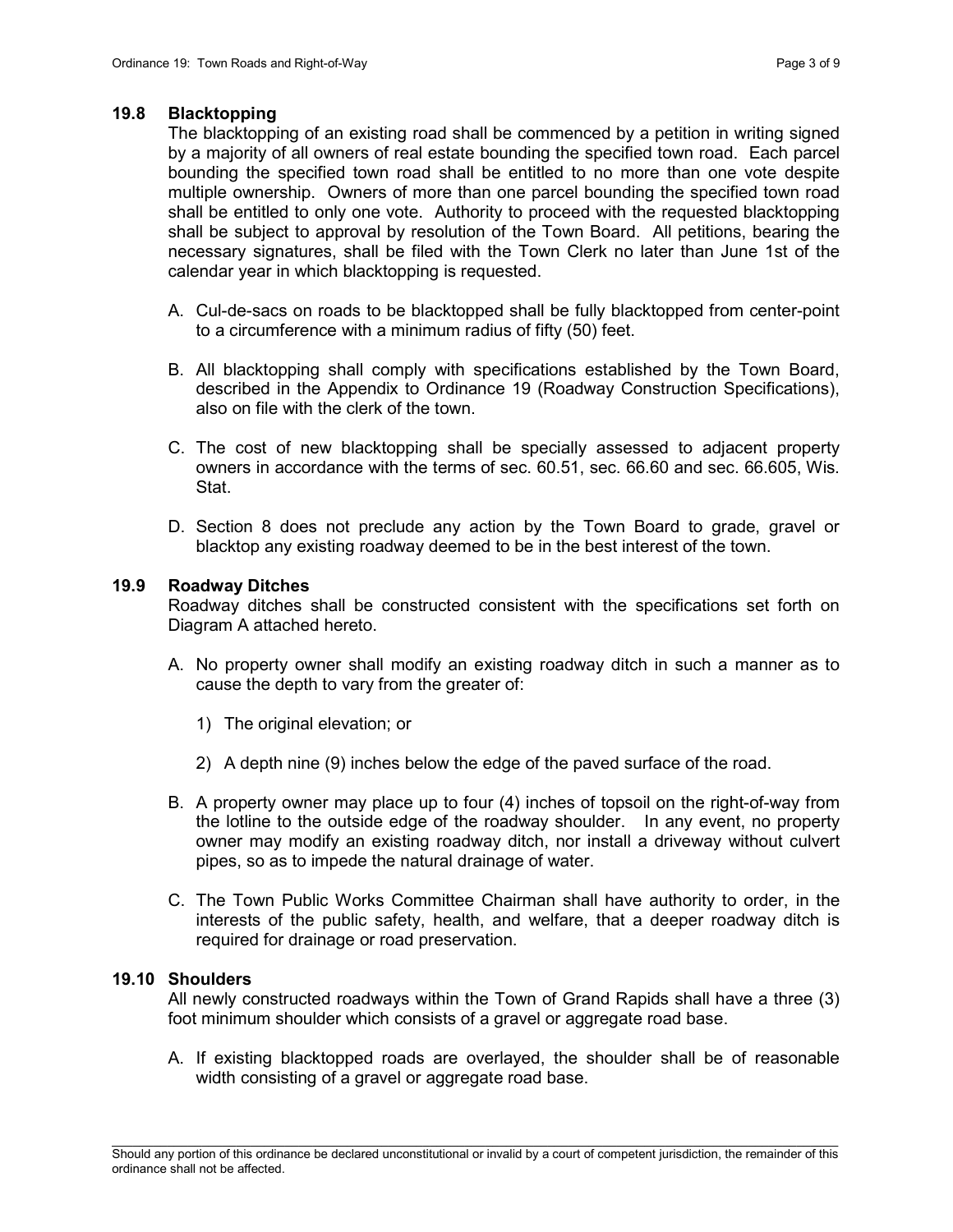### 19.8 Blacktopping

The blacktopping of an existing road shall be commenced by a petition in writing signed by a majority of all owners of real estate bounding the specified town road. Each parcel bounding the specified town road shall be entitled to no more than one vote despite multiple ownership. Owners of more than one parcel bounding the specified town road shall be entitled to only one vote. Authority to proceed with the requested blacktopping shall be subject to approval by resolution of the Town Board. All petitions, bearing the necessary signatures, shall be filed with the Town Clerk no later than June 1st of the calendar year in which blacktopping is requested.

A. Cul-de-sacs on roads to be blacktopped shall be fully blacktopped from center-point to a circumference with a minimum radius of fifty (50) feet.

B. All blacktopping shall comply with specifications established by the Town Board, described in the Appendix to Ordinance 19 (Roadway Construction Specifications), also on file with the clerk of the town.

C. The cost of new blacktopping shall be specially assessed to adjacent property owners in accordance with the terms of sec. 60.51, sec. 66.60 and sec. 66.605, Wis. Stat.

D. Section 8 does not preclude any action by the Town Board to grade, gravel or blacktop any existing roadway deemed to be in the best interest of the town.

### 19.9 Roadway Ditches

Roadway ditches shall be constructed consistent with the specifications set forth on Diagram A attached hereto.

A. No property owner shall modify an existing roadway ditch in such a manner as to cause the depth to vary from the greater of:

   1) The original elevation; or

   2) A depth nine (9) inches below the edge of the paved surface of the road.

B. A property owner may place up to four (4) inches of topsoil on the right-of-way from the lotline to the outside edge of the roadway shoulder. In any event, no property owner may modify an existing roadway ditch, nor install a driveway without culvert pipes, so as to impede the natural drainage of water.

C. The Town Public Works Committee Chairman shall have authority to order, in the interests of the public safety, health, and welfare, that a deeper roadway ditch is required for drainage or road preservation.

### 19.10 Shoulders

All newly constructed roadways within the Town of Grand Rapids shall have a three (3) foot minimum shoulder which consists of a gravel or aggregate road base.

A. If existing blacktopped roads are overlayed, the shoulder shall be of reasonable width consisting of a gravel or aggregate road base.

Should any portion of this ordinance be declared unconstitutional or invalid by a court of competent jurisdiction, the remainder of this ordinance shall not be affected.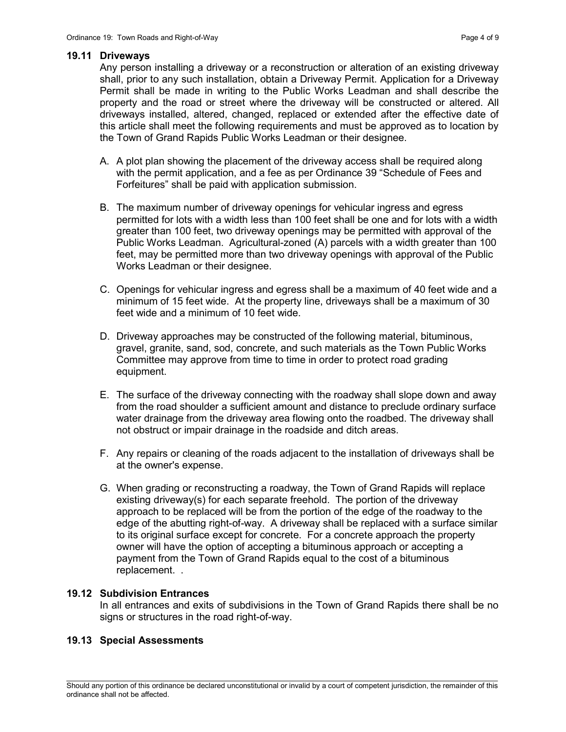## 19.11 Driveways

Any person installing a driveway or a reconstruction or alteration of an existing driveway shall, prior to any such installation, obtain a Driveway Permit. Application for a Driveway Permit shall be made in writing to the Public Works Leadman and shall describe the property and the road or street where the driveway will be constructed or altered. All driveways installed, altered, changed, replaced or extended after the effective date of this article shall meet the following requirements and must be approved as to location by the Town of Grand Rapids Public Works Leadman or their designee.

A. A plot plan showing the placement of the driveway access shall be required along with the permit application, and a fee as per Ordinance 39 "Schedule of Fees and Forfeitures" shall be paid with application submission.

B. The maximum number of driveway openings for vehicular ingress and egress permitted for lots with a width less than 100 feet shall be one and for lots with a width greater than 100 feet, two driveway openings may be permitted with approval of the Public Works Leadman. Agricultural-zoned (A) parcels with a width greater than 100 feet, may be permitted more than two driveway openings with approval of the Public Works Leadman or their designee.

C. Openings for vehicular ingress and egress shall be a maximum of 40 feet wide and a minimum of 15 feet wide. At the property line, driveways shall be a maximum of 30 feet wide and a minimum of 10 feet wide.

D. Driveway approaches may be constructed of the following material, bituminous, gravel, granite, sand, sod, concrete, and such materials as the Town Public Works Committee may approve from time to time in order to protect road grading equipment.

E. The surface of the driveway connecting with the roadway shall slope down and away from the road shoulder a sufficient amount and distance to preclude ordinary surface water drainage from the driveway area flowing onto the roadbed. The driveway shall not obstruct or impair drainage in the roadside and ditch areas.

F. Any repairs or cleaning of the roads adjacent to the installation of driveways shall be at the owner's expense.

G. When grading or reconstructing a roadway, the Town of Grand Rapids will replace existing driveway(s) for each separate freehold. The portion of the driveway approach to be replaced will be from the portion of the edge of the roadway to the edge of the abutting right-of-way. A driveway shall be replaced with a surface similar to its original surface except for concrete. For a concrete approach the property owner will have the option of accepting a bituminous approach or accepting a payment from the Town of Grand Rapids equal to the cost of a bituminous replacement. .

## 19.12 Subdivision Entrances

In all entrances and exits of subdivisions in the Town of Grand Rapids there shall be no signs or structures in the road right-of-way.

## 19.13 Special Assessments

Should any portion of this ordinance be declared unconstitutional or invalid by a court of competent jurisdiction, the remainder of this ordinance shall not be affected.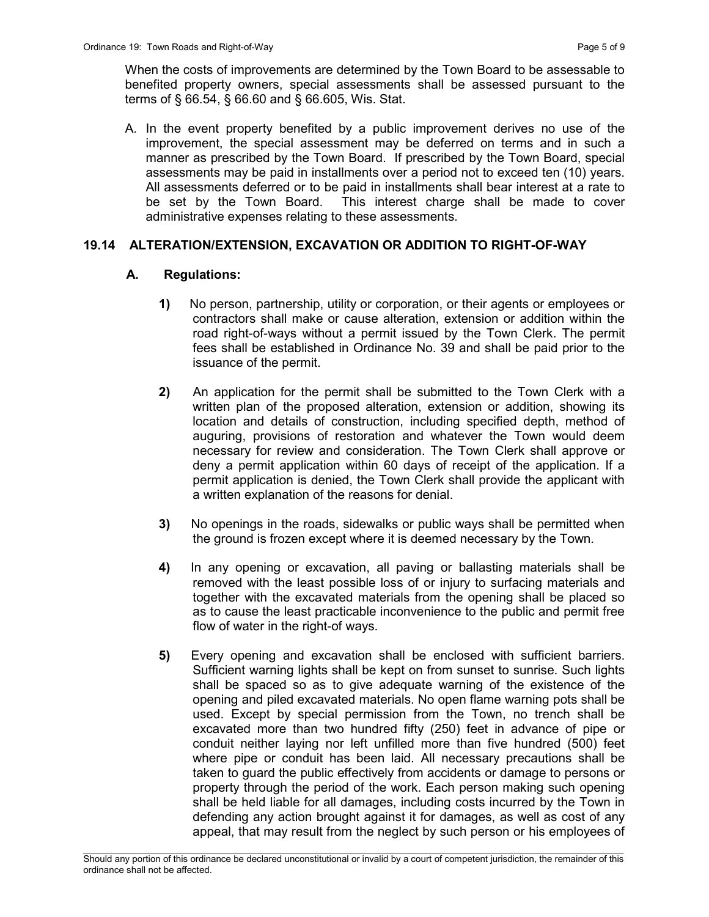When the costs of improvements are determined by the Town Board to be assessable to benefited property owners, special assessments shall be assessed pursuant to the terms of § 66.54, § 66.60 and § 66.605, Wis. Stat.

A. In the event property benefited by a public improvement derives no use of the improvement, the special assessment may be deferred on terms and in such a manner as prescribed by the Town Board. If prescribed by the Town Board, special assessments may be paid in installments over a period not to exceed ten (10) years. All assessments deferred or to be paid in installments shall bear interest at a rate to be set by the Town Board. This interest charge shall be made to cover administrative expenses relating to these assessments.

## 19.14 ALTERATION/EXTENSION, EXCAVATION OR ADDITION TO RIGHT-OF-WAY

### A. Regulations:

**1)** No person, partnership, utility or corporation, or their agents or employees or contractors shall make or cause alteration, extension or addition within the road right-of-ways without a permit issued by the Town Clerk. The permit fees shall be established in Ordinance No. 39 and shall be paid prior to the issuance of the permit.

**2)** An application for the permit shall be submitted to the Town Clerk with a written plan of the proposed alteration, extension or addition, showing its location and details of construction, including specified depth, method of auguring, provisions of restoration and whatever the Town would deem necessary for review and consideration. The Town Clerk shall approve or deny a permit application within 60 days of receipt of the application. If a permit application is denied, the Town Clerk shall provide the applicant with a written explanation of the reasons for denial.

**3)** No openings in the roads, sidewalks or public ways shall be permitted when the ground is frozen except where it is deemed necessary by the Town.

**4)** In any opening or excavation, all paving or ballasting materials shall be removed with the least possible loss of or injury to surfacing materials and together with the excavated materials from the opening shall be placed so as to cause the least practicable inconvenience to the public and permit free flow of water in the right-of ways.

**5)** Every opening and excavation shall be enclosed with sufficient barriers. Sufficient warning lights shall be kept on from sunset to sunrise. Such lights shall be spaced so as to give adequate warning of the existence of the opening and piled excavated materials. No open flame warning pots shall be used. Except by special permission from the Town, no trench shall be excavated more than two hundred fifty (250) feet in advance of pipe or conduit neither laying nor left unfilled more than five hundred (500) feet where pipe or conduit has been laid. All necessary precautions shall be taken to guard the public effectively from accidents or damage to persons or property through the period of the work. Each person making such opening shall be held liable for all damages, including costs incurred by the Town in defending any action brought against it for damages, as well as cost of any appeal, that may result from the neglect by such person or his employees of

Should any portion of this ordinance be declared unconstitutional or invalid by a court of competent jurisdiction, the remainder of this ordinance shall not be affected.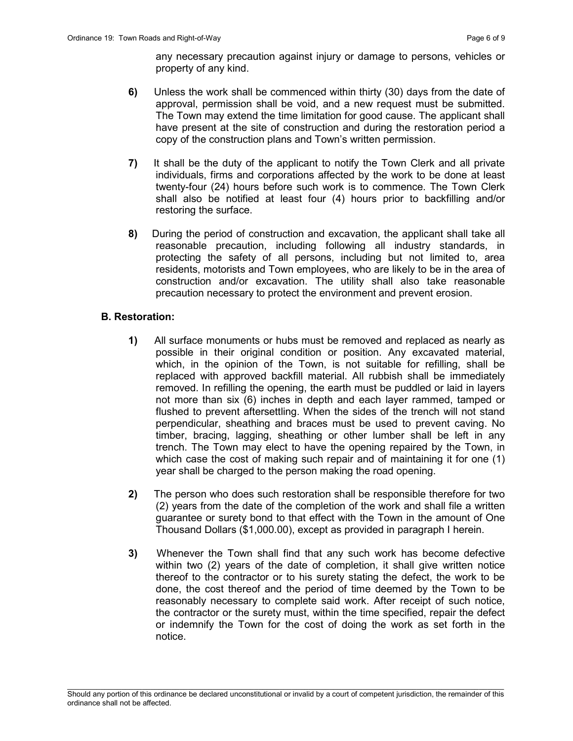any necessary precaution against injury or damage to persons, vehicles or property of any kind.

**6)** Unless the work shall be commenced within thirty (30) days from the date of approval, permission shall be void, and a new request must be submitted. The Town may extend the time limitation for good cause. The applicant shall have present at the site of construction and during the restoration period a copy of the construction plans and Town's written permission.

**7)** It shall be the duty of the applicant to notify the Town Clerk and all private individuals, firms and corporations affected by the work to be done at least twenty-four (24) hours before such work is to commence. The Town Clerk shall also be notified at least four (4) hours prior to backfilling and/or restoring the surface.

**8)** During the period of construction and excavation, the applicant shall take all reasonable precaution, including following all industry standards, in protecting the safety of all persons, including but not limited to, area residents, motorists and Town employees, who are likely to be in the area of construction and/or excavation. The utility shall also take reasonable precaution necessary to protect the environment and prevent erosion.

**B. Restoration:**

**1)** All surface monuments or hubs must be removed and replaced as nearly as possible in their original condition or position. Any excavated material, which, in the opinion of the Town, is not suitable for refilling, shall be replaced with approved backfill material. All rubbish shall be immediately removed. In refilling the opening, the earth must be puddled or laid in layers not more than six (6) inches in depth and each layer rammed, tamped or flushed to prevent aftersettling. When the sides of the trench will not stand perpendicular, sheathing and braces must be used to prevent caving. No timber, bracing, lagging, sheathing or other lumber shall be left in any trench. The Town may elect to have the opening repaired by the Town, in which case the cost of making such repair and of maintaining it for one (1) year shall be charged to the person making the road opening.

**2)** The person who does such restoration shall be responsible therefore for two (2) years from the date of the completion of the work and shall file a written guarantee or surety bond to that effect with the Town in the amount of One Thousand Dollars ($1,000.00), except as provided in paragraph I herein.

**3)** Whenever the Town shall find that any such work has become defective within two (2) years of the date of completion, it shall give written notice thereof to the contractor or to his surety stating the defect, the work to be done, the cost thereof and the period of time deemed by the Town to be reasonably necessary to complete said work. After receipt of such notice, the contractor or the surety must, within the time specified, repair the defect or indemnify the Town for the cost of doing the work as set forth in the notice.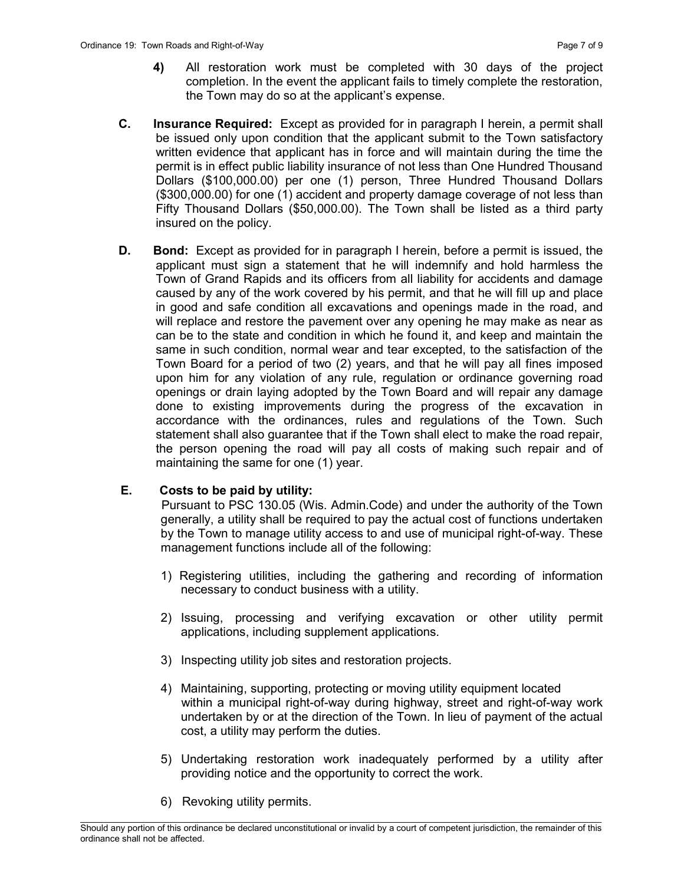**4)** All restoration work must be completed with 30 days of the project completion. In the event the applicant fails to timely complete the restoration, the Town may do so at the applicant's expense.

**C. Insurance Required:** Except as provided for in paragraph I herein, a permit shall be issued only upon condition that the applicant submit to the Town satisfactory written evidence that applicant has in force and will maintain during the time the permit is in effect public liability insurance of not less than One Hundred Thousand Dollars ($100,000.00) per one (1) person, Three Hundred Thousand Dollars ($300,000.00) for one (1) accident and property damage coverage of not less than Fifty Thousand Dollars ($50,000.00). The Town shall be listed as a third party insured on the policy.

**D. Bond:** Except as provided for in paragraph I herein, before a permit is issued, the applicant must sign a statement that he will indemnify and hold harmless the Town of Grand Rapids and its officers from all liability for accidents and damage caused by any of the work covered by his permit, and that he will fill up and place in good and safe condition all excavations and openings made in the road, and will replace and restore the pavement over any opening he may make as near as can be to the state and condition in which he found it, and keep and maintain the same in such condition, normal wear and tear excepted, to the satisfaction of the Town Board for a period of two (2) years, and that he will pay all fines imposed upon him for any violation of any rule, regulation or ordinance governing road openings or drain laying adopted by the Town Board and will repair any damage done to existing improvements during the progress of the excavation in accordance with the ordinances, rules and regulations of the Town. Such statement shall also guarantee that if the Town shall elect to make the road repair, the person opening the road will pay all costs of making such repair and of maintaining the same for one (1) year.

**E. Costs to be paid by utility:**

Pursuant to PSC 130.05 (Wis. Admin.Code) and under the authority of the Town generally, a utility shall be required to pay the actual cost of functions undertaken by the Town to manage utility access to and use of municipal right-of-way. These management functions include all of the following:

1) Registering utilities, including the gathering and recording of information necessary to conduct business with a utility.

2) Issuing, processing and verifying excavation or other utility permit applications, including supplement applications.

3) Inspecting utility job sites and restoration projects.

4) Maintaining, supporting, protecting or moving utility equipment located within a municipal right-of-way during highway, street and right-of-way work undertaken by or at the direction of the Town. In lieu of payment of the actual cost, a utility may perform the duties.

5) Undertaking restoration work inadequately performed by a utility after providing notice and the opportunity to correct the work.

6) Revoking utility permits.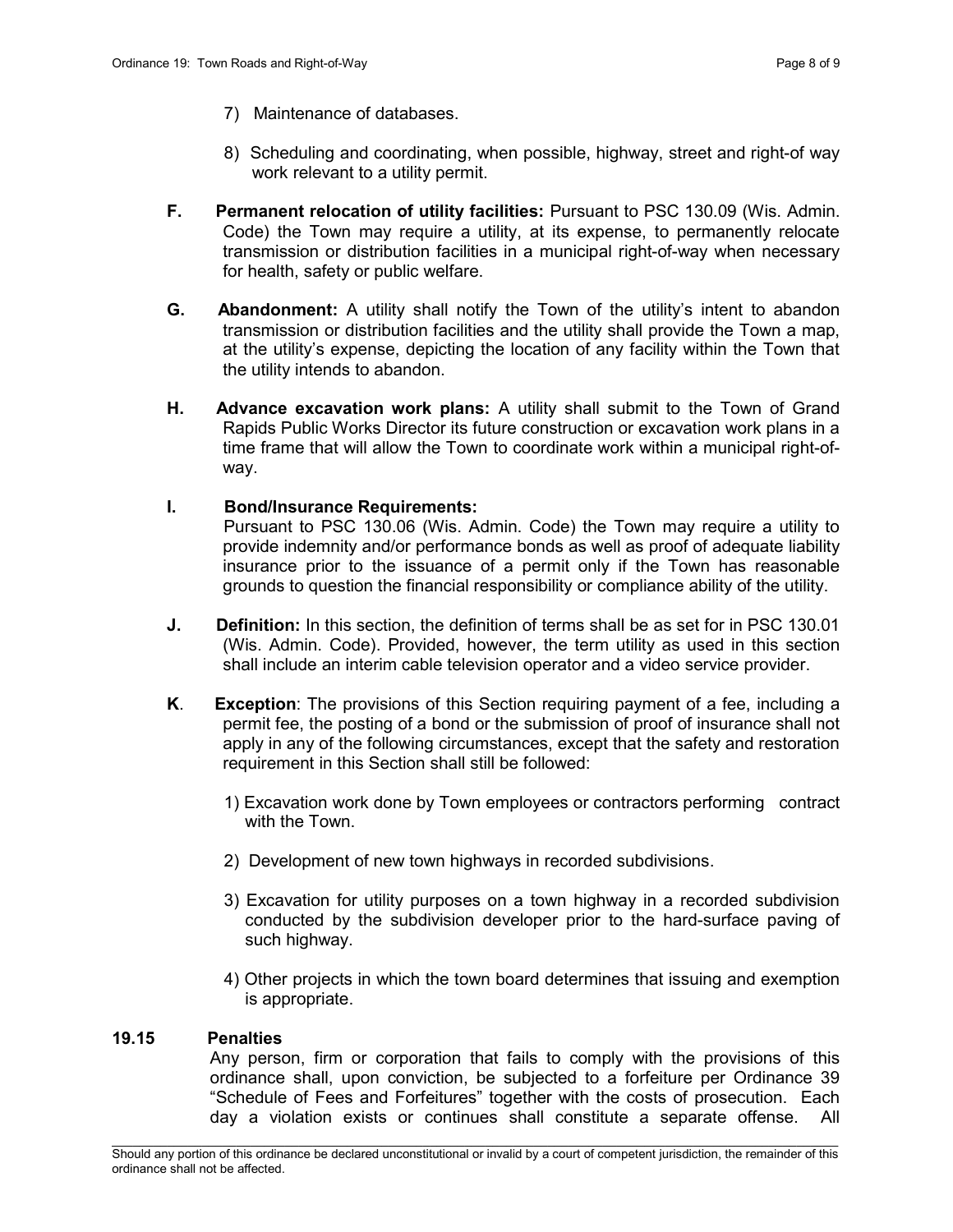7) Maintenance of databases.

8) Scheduling and coordinating, when possible, highway, street and right-of way work relevant to a utility permit.

**F. Permanent relocation of utility facilities:** Pursuant to PSC 130.09 (Wis. Admin. Code) the Town may require a utility, at its expense, to permanently relocate transmission or distribution facilities in a municipal right-of-way when necessary for health, safety or public welfare.

**G. Abandonment:** A utility shall notify the Town of the utility's intent to abandon transmission or distribution facilities and the utility shall provide the Town a map, at the utility's expense, depicting the location of any facility within the Town that the utility intends to abandon.

**H. Advance excavation work plans:** A utility shall submit to the Town of Grand Rapids Public Works Director its future construction or excavation work plans in a time frame that will allow the Town to coordinate work within a municipal right-of-way.

**I. Bond/Insurance Requirements:**
Pursuant to PSC 130.06 (Wis. Admin. Code) the Town may require a utility to provide indemnity and/or performance bonds as well as proof of adequate liability insurance prior to the issuance of a permit only if the Town has reasonable grounds to question the financial responsibility or compliance ability of the utility.

**J. Definition:** In this section, the definition of terms shall be as set for in PSC 130.01 (Wis. Admin. Code). Provided, however, the term utility as used in this section shall include an interim cable television operator and a video service provider.

**K. Exception**: The provisions of this Section requiring payment of a fee, including a permit fee, the posting of a bond or the submission of proof of insurance shall not apply in any of the following circumstances, except that the safety and restoration requirement in this Section shall still be followed:

1) Excavation work done by Town employees or contractors performing contract with the Town.

2) Development of new town highways in recorded subdivisions.

3) Excavation for utility purposes on a town highway in a recorded subdivision conducted by the subdivision developer prior to the hard-surface paving of such highway.

4) Other projects in which the town board determines that issuing and exemption is appropriate.

## 19.15 Penalties

Any person, firm or corporation that fails to comply with the provisions of this ordinance shall, upon conviction, be subjected to a forfeiture per Ordinance 39 "Schedule of Fees and Forfeitures" together with the costs of prosecution. Each day a violation exists or continues shall constitute a separate offense. All

Should any portion of this ordinance be declared unconstitutional or invalid by a court of competent jurisdiction, the remainder of this ordinance shall not be affected.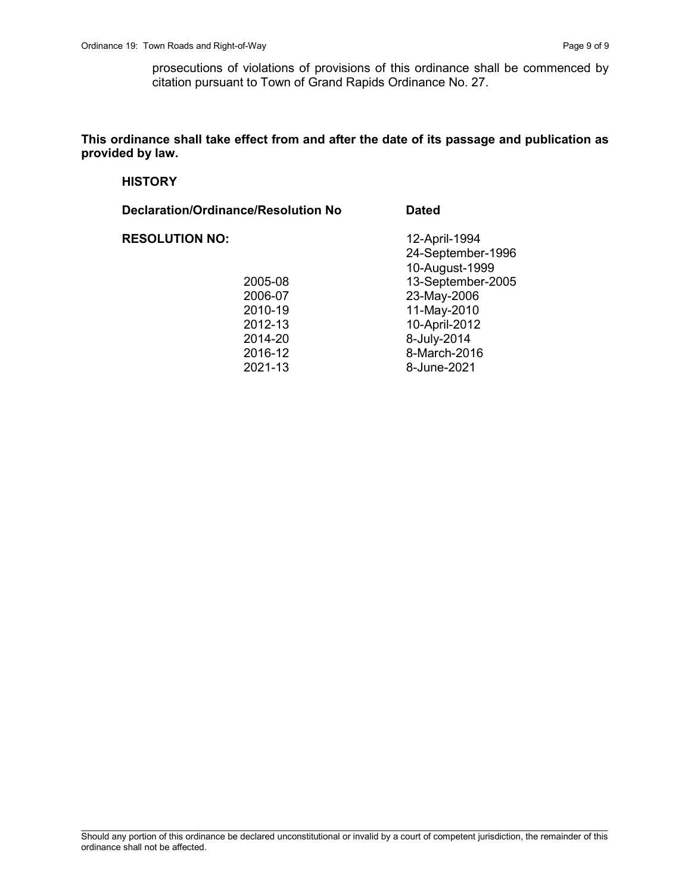prosecutions of violations of provisions of this ordinance shall be commenced by citation pursuant to Town of Grand Rapids Ordinance No. 27.

**This ordinance shall take effect from and after the date of its passage and publication as provided by law.**

**HISTORY**

| Declaration/Ordinance/Resolution No | | Dated |
|---|---|---|
| **RESOLUTION NO:** | | 12-April-1994 |
| | | 24-September-1996 |
| | | 10-August-1999 |
| | 2005-08 | 13-September-2005 |
| | 2006-07 | 23-May-2006 |
| | 2010-19 | 11-May-2010 |
| | 2012-13 | 10-April-2012 |
| | 2014-20 | 8-July-2014 |
| | 2016-12 | 8-March-2016 |
| | 2021-13 | 8-June-2021 |